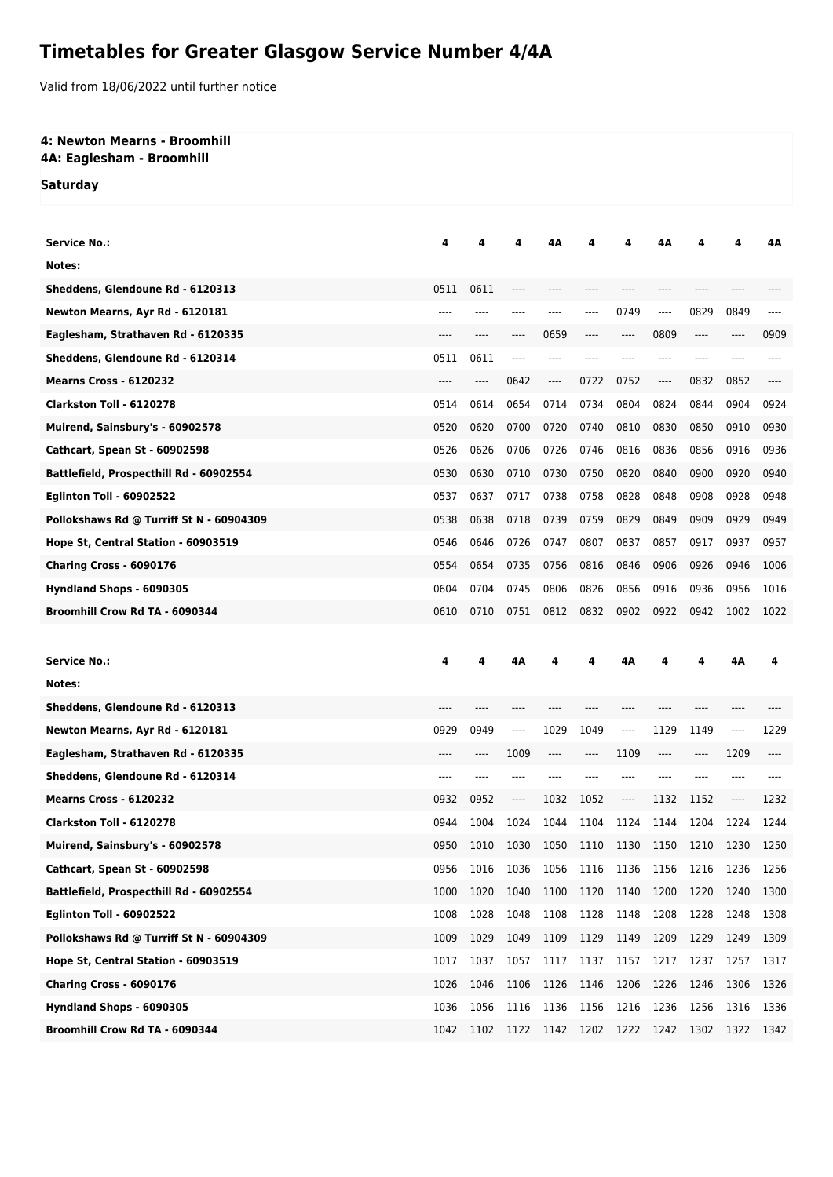# Timetables for Greater Glasgow Service Number 4/4A

Valid from 18/06/2022 until further notice

**4: Newton Mearns - Broomhill**
**4A: Eaglesham - Broomhill**

**Saturday**

| Service No.: | 4 | 4 | 4 | 4A | 4 | 4 | 4A | 4 | 4 | 4A |
|---|---|---|---|---|---|---|---|---|---|---|
| Notes: | | | | | | | | | | |
| Sheddens, Glendoune Rd - 6120313 | 0511 | 0611 | ---- | ---- | ---- | ---- | ---- | ---- | ---- | ---- |
| Newton Mearns, Ayr Rd - 6120181 | ---- | ---- | ---- | ---- | ---- | 0749 | ---- | 0829 | 0849 | ---- |
| Eaglesham, Strathaven Rd - 6120335 | ---- | ---- | ---- | 0659 | ---- | ---- | 0809 | ---- | ---- | 0909 |
| Sheddens, Glendoune Rd - 6120314 | 0511 | 0611 | ---- | ---- | ---- | ---- | ---- | ---- | ---- | ---- |
| Mearns Cross - 6120232 | ---- | ---- | 0642 | ---- | 0722 | 0752 | ---- | 0832 | 0852 | ---- |
| Clarkston Toll - 6120278 | 0514 | 0614 | 0654 | 0714 | 0734 | 0804 | 0824 | 0844 | 0904 | 0924 |
| Muirend, Sainsbury's - 60902578 | 0520 | 0620 | 0700 | 0720 | 0740 | 0810 | 0830 | 0850 | 0910 | 0930 |
| Cathcart, Spean St - 60902598 | 0526 | 0626 | 0706 | 0726 | 0746 | 0816 | 0836 | 0856 | 0916 | 0936 |
| Battlefield, Prospecthill Rd - 60902554 | 0530 | 0630 | 0710 | 0730 | 0750 | 0820 | 0840 | 0900 | 0920 | 0940 |
| Eglinton Toll - 60902522 | 0537 | 0637 | 0717 | 0738 | 0758 | 0828 | 0848 | 0908 | 0928 | 0948 |
| Pollokshaws Rd @ Turriff St N - 60904309 | 0538 | 0638 | 0718 | 0739 | 0759 | 0829 | 0849 | 0909 | 0929 | 0949 |
| Hope St, Central Station - 60903519 | 0546 | 0646 | 0726 | 0747 | 0807 | 0837 | 0857 | 0917 | 0937 | 0957 |
| Charing Cross - 6090176 | 0554 | 0654 | 0735 | 0756 | 0816 | 0846 | 0906 | 0926 | 0946 | 1006 |
| Hyndland Shops - 6090305 | 0604 | 0704 | 0745 | 0806 | 0826 | 0856 | 0916 | 0936 | 0956 | 1016 |
| Broomhill Crow Rd TA - 6090344 | 0610 | 0710 | 0751 | 0812 | 0832 | 0902 | 0922 | 0942 | 1002 | 1022 |

| Service No.: | 4 | 4 | 4A | 4 | 4 | 4A | 4 | 4 | 4A | 4 |
|---|---|---|---|---|---|---|---|---|---|---|
| Notes: | | | | | | | | | | |
| Sheddens, Glendoune Rd - 6120313 | ---- | ---- | ---- | ---- | ---- | ---- | ---- | ---- | ---- | ---- |
| Newton Mearns, Ayr Rd - 6120181 | 0929 | 0949 | ---- | 1029 | 1049 | ---- | 1129 | 1149 | ---- | 1229 |
| Eaglesham, Strathaven Rd - 6120335 | ---- | ---- | 1009 | ---- | ---- | 1109 | ---- | ---- | 1209 | ---- |
| Sheddens, Glendoune Rd - 6120314 | ---- | ---- | ---- | ---- | ---- | ---- | ---- | ---- | ---- | ---- |
| Mearns Cross - 6120232 | 0932 | 0952 | ---- | 1032 | 1052 | ---- | 1132 | 1152 | ---- | 1232 |
| Clarkston Toll - 6120278 | 0944 | 1004 | 1024 | 1044 | 1104 | 1124 | 1144 | 1204 | 1224 | 1244 |
| Muirend, Sainsbury's - 60902578 | 0950 | 1010 | 1030 | 1050 | 1110 | 1130 | 1150 | 1210 | 1230 | 1250 |
| Cathcart, Spean St - 60902598 | 0956 | 1016 | 1036 | 1056 | 1116 | 1136 | 1156 | 1216 | 1236 | 1256 |
| Battlefield, Prospecthill Rd - 60902554 | 1000 | 1020 | 1040 | 1100 | 1120 | 1140 | 1200 | 1220 | 1240 | 1300 |
| Eglinton Toll - 60902522 | 1008 | 1028 | 1048 | 1108 | 1128 | 1148 | 1208 | 1228 | 1248 | 1308 |
| Pollokshaws Rd @ Turriff St N - 60904309 | 1009 | 1029 | 1049 | 1109 | 1129 | 1149 | 1209 | 1229 | 1249 | 1309 |
| Hope St, Central Station - 60903519 | 1017 | 1037 | 1057 | 1117 | 1137 | 1157 | 1217 | 1237 | 1257 | 1317 |
| Charing Cross - 6090176 | 1026 | 1046 | 1106 | 1126 | 1146 | 1206 | 1226 | 1246 | 1306 | 1326 |
| Hyndland Shops - 6090305 | 1036 | 1056 | 1116 | 1136 | 1156 | 1216 | 1236 | 1256 | 1316 | 1336 |
| Broomhill Crow Rd TA - 6090344 | 1042 | 1102 | 1122 | 1142 | 1202 | 1222 | 1242 | 1302 | 1322 | 1342 |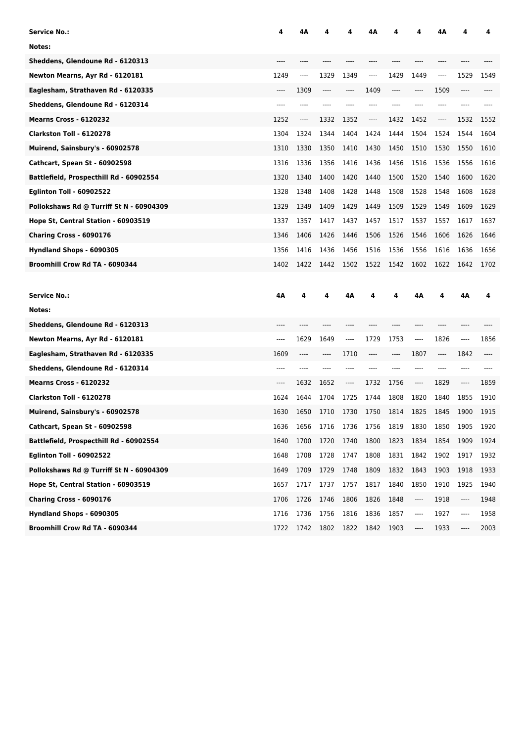| Service No.: | 4 | 4A | 4 | 4 | 4A | 4 | 4 | 4A | 4 | 4 |
|---|---|---|---|---|---|---|---|---|---|---|
| Notes: | | | | | | | | | | |
| Sheddens, Glendoune Rd - 6120313 | ---- | ---- | ---- | ---- | ---- | ---- | ---- | ---- | ---- | ---- |
| Newton Mearns, Ayr Rd - 6120181 | 1249 | ---- | 1329 | 1349 | ---- | 1429 | 1449 | ---- | 1529 | 1549 |
| Eaglesham, Strathaven Rd - 6120335 | ---- | 1309 | ---- | ---- | 1409 | ---- | ---- | 1509 | ---- | ---- |
| Sheddens, Glendoune Rd - 6120314 | ---- | ---- | ---- | ---- | ---- | ---- | ---- | ---- | ---- | ---- |
| Mearns Cross - 6120232 | 1252 | ---- | 1332 | 1352 | ---- | 1432 | 1452 | ---- | 1532 | 1552 |
| Clarkston Toll - 6120278 | 1304 | 1324 | 1344 | 1404 | 1424 | 1444 | 1504 | 1524 | 1544 | 1604 |
| Muirend, Sainsbury's - 60902578 | 1310 | 1330 | 1350 | 1410 | 1430 | 1450 | 1510 | 1530 | 1550 | 1610 |
| Cathcart, Spean St - 60902598 | 1316 | 1336 | 1356 | 1416 | 1436 | 1456 | 1516 | 1536 | 1556 | 1616 |
| Battlefield, Prospecthill Rd - 60902554 | 1320 | 1340 | 1400 | 1420 | 1440 | 1500 | 1520 | 1540 | 1600 | 1620 |
| Eglinton Toll - 60902522 | 1328 | 1348 | 1408 | 1428 | 1448 | 1508 | 1528 | 1548 | 1608 | 1628 |
| Pollokshaws Rd @ Turriff St N - 60904309 | 1329 | 1349 | 1409 | 1429 | 1449 | 1509 | 1529 | 1549 | 1609 | 1629 |
| Hope St, Central Station - 60903519 | 1337 | 1357 | 1417 | 1437 | 1457 | 1517 | 1537 | 1557 | 1617 | 1637 |
| Charing Cross - 6090176 | 1346 | 1406 | 1426 | 1446 | 1506 | 1526 | 1546 | 1606 | 1626 | 1646 |
| Hyndland Shops - 6090305 | 1356 | 1416 | 1436 | 1456 | 1516 | 1536 | 1556 | 1616 | 1636 | 1656 |
| Broomhill Crow Rd TA - 6090344 | 1402 | 1422 | 1442 | 1502 | 1522 | 1542 | 1602 | 1622 | 1642 | 1702 |

| Service No.: | 4A | 4 | 4 | 4A | 4 | 4 | 4A | 4 | 4A | 4 |
|---|---|---|---|---|---|---|---|---|---|---|
| Notes: | | | | | | | | | | |
| Sheddens, Glendoune Rd - 6120313 | ---- | ---- | ---- | ---- | ---- | ---- | ---- | ---- | ---- | ---- |
| Newton Mearns, Ayr Rd - 6120181 | ---- | 1629 | 1649 | ---- | 1729 | 1753 | ---- | 1826 | ---- | 1856 |
| Eaglesham, Strathaven Rd - 6120335 | 1609 | ---- | ---- | 1710 | ---- | ---- | 1807 | ---- | 1842 | ---- |
| Sheddens, Glendoune Rd - 6120314 | ---- | ---- | ---- | ---- | ---- | ---- | ---- | ---- | ---- | ---- |
| Mearns Cross - 6120232 | ---- | 1632 | 1652 | ---- | 1732 | 1756 | ---- | 1829 | ---- | 1859 |
| Clarkston Toll - 6120278 | 1624 | 1644 | 1704 | 1725 | 1744 | 1808 | 1820 | 1840 | 1855 | 1910 |
| Muirend, Sainsbury's - 60902578 | 1630 | 1650 | 1710 | 1730 | 1750 | 1814 | 1825 | 1845 | 1900 | 1915 |
| Cathcart, Spean St - 60902598 | 1636 | 1656 | 1716 | 1736 | 1756 | 1819 | 1830 | 1850 | 1905 | 1920 |
| Battlefield, Prospecthill Rd - 60902554 | 1640 | 1700 | 1720 | 1740 | 1800 | 1823 | 1834 | 1854 | 1909 | 1924 |
| Eglinton Toll - 60902522 | 1648 | 1708 | 1728 | 1747 | 1808 | 1831 | 1842 | 1902 | 1917 | 1932 |
| Pollokshaws Rd @ Turriff St N - 60904309 | 1649 | 1709 | 1729 | 1748 | 1809 | 1832 | 1843 | 1903 | 1918 | 1933 |
| Hope St, Central Station - 60903519 | 1657 | 1717 | 1737 | 1757 | 1817 | 1840 | 1850 | 1910 | 1925 | 1940 |
| Charing Cross - 6090176 | 1706 | 1726 | 1746 | 1806 | 1826 | 1848 | ---- | 1918 | ---- | 1948 |
| Hyndland Shops - 6090305 | 1716 | 1736 | 1756 | 1816 | 1836 | 1857 | ---- | 1927 | ---- | 1958 |
| Broomhill Crow Rd TA - 6090344 | 1722 | 1742 | 1802 | 1822 | 1842 | 1903 | ---- | 1933 | ---- | 2003 |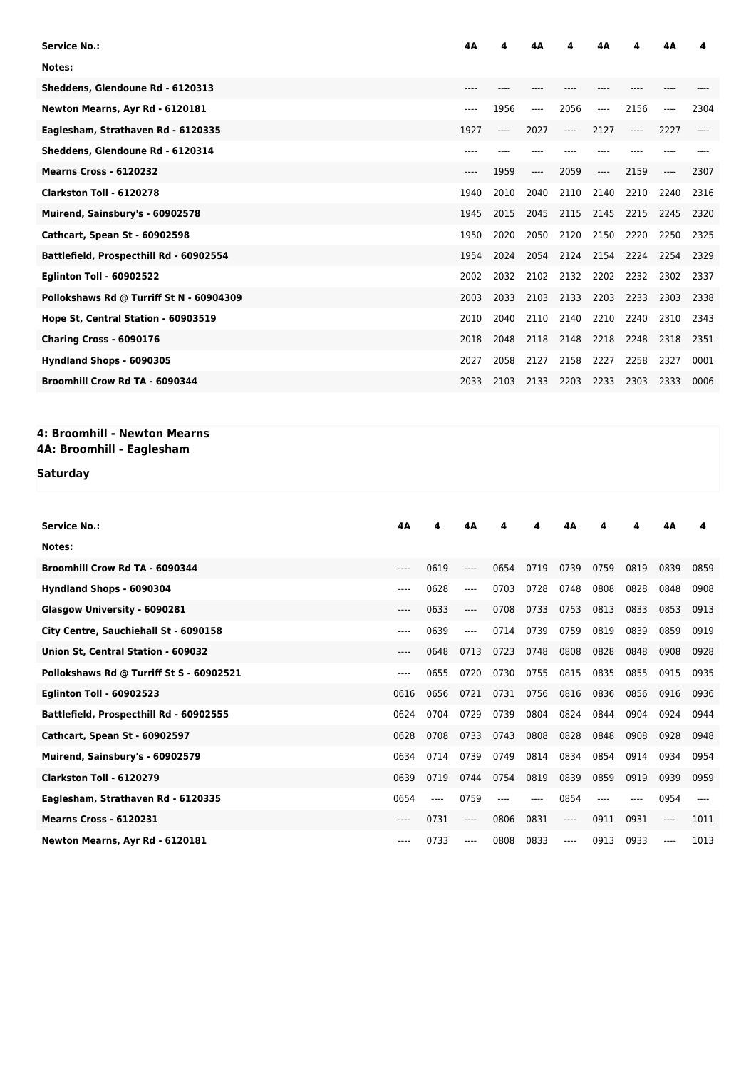| Service No.: | 4A | 4 | 4A | 4 | 4A | 4 | 4A | 4 |
|---|---|---|---|---|---|---|---|---|
| Notes: | | | | | | | | |
| Sheddens, Glendoune Rd - 6120313 | ---- | ---- | ---- | ---- | ---- | ---- | ---- | ---- |
| Newton Mearns, Ayr Rd - 6120181 | ---- | 1956 | ---- | 2056 | ---- | 2156 | ---- | 2304 |
| Eaglesham, Strathaven Rd - 6120335 | 1927 | ---- | 2027 | ---- | 2127 | ---- | 2227 | ---- |
| Sheddens, Glendoune Rd - 6120314 | ---- | ---- | ---- | ---- | ---- | ---- | ---- | ---- |
| Mearns Cross - 6120232 | ---- | 1959 | ---- | 2059 | ---- | 2159 | ---- | 2307 |
| Clarkston Toll - 6120278 | 1940 | 2010 | 2040 | 2110 | 2140 | 2210 | 2240 | 2316 |
| Muirend, Sainsbury's - 60902578 | 1945 | 2015 | 2045 | 2115 | 2145 | 2215 | 2245 | 2320 |
| Cathcart, Spean St - 60902598 | 1950 | 2020 | 2050 | 2120 | 2150 | 2220 | 2250 | 2325 |
| Battlefield, Prospecthill Rd - 60902554 | 1954 | 2024 | 2054 | 2124 | 2154 | 2224 | 2254 | 2329 |
| Eglinton Toll - 60902522 | 2002 | 2032 | 2102 | 2132 | 2202 | 2232 | 2302 | 2337 |
| Pollokshaws Rd @ Turriff St N - 60904309 | 2003 | 2033 | 2103 | 2133 | 2203 | 2233 | 2303 | 2338 |
| Hope St, Central Station - 60903519 | 2010 | 2040 | 2110 | 2140 | 2210 | 2240 | 2310 | 2343 |
| Charing Cross - 6090176 | 2018 | 2048 | 2118 | 2148 | 2218 | 2248 | 2318 | 2351 |
| Hyndland Shops - 6090305 | 2027 | 2058 | 2127 | 2158 | 2227 | 2258 | 2327 | 0001 |
| Broomhill Crow Rd TA - 6090344 | 2033 | 2103 | 2133 | 2203 | 2233 | 2303 | 2333 | 0006 |

## 4: Broomhill - Newton Mearns
## 4A: Broomhill - Eaglesham

### Saturday

| Service No.: | 4A | 4 | 4A | 4 | 4 | 4A | 4 | 4 | 4A | 4 |
|---|---|---|---|---|---|---|---|---|---|---|
| Notes: | | | | | | | | | | |
| Broomhill Crow Rd TA - 6090344 | ---- | 0619 | ---- | 0654 | 0719 | 0739 | 0759 | 0819 | 0839 | 0859 |
| Hyndland Shops - 6090304 | ---- | 0628 | ---- | 0703 | 0728 | 0748 | 0808 | 0828 | 0848 | 0908 |
| Glasgow University - 6090281 | ---- | 0633 | ---- | 0708 | 0733 | 0753 | 0813 | 0833 | 0853 | 0913 |
| City Centre, Sauchiehall St - 6090158 | ---- | 0639 | ---- | 0714 | 0739 | 0759 | 0819 | 0839 | 0859 | 0919 |
| Union St, Central Station - 609032 | ---- | 0648 | 0713 | 0723 | 0748 | 0808 | 0828 | 0848 | 0908 | 0928 |
| Pollokshaws Rd @ Turriff St S - 60902521 | ---- | 0655 | 0720 | 0730 | 0755 | 0815 | 0835 | 0855 | 0915 | 0935 |
| Eglinton Toll - 60902523 | 0616 | 0656 | 0721 | 0731 | 0756 | 0816 | 0836 | 0856 | 0916 | 0936 |
| Battlefield, Prospecthill Rd - 60902555 | 0624 | 0704 | 0729 | 0739 | 0804 | 0824 | 0844 | 0904 | 0924 | 0944 |
| Cathcart, Spean St - 60902597 | 0628 | 0708 | 0733 | 0743 | 0808 | 0828 | 0848 | 0908 | 0928 | 0948 |
| Muirend, Sainsbury's - 60902579 | 0634 | 0714 | 0739 | 0749 | 0814 | 0834 | 0854 | 0914 | 0934 | 0954 |
| Clarkston Toll - 6120279 | 0639 | 0719 | 0744 | 0754 | 0819 | 0839 | 0859 | 0919 | 0939 | 0959 |
| Eaglesham, Strathaven Rd - 6120335 | 0654 | ---- | 0759 | ---- | ---- | 0854 | ---- | ---- | 0954 | ---- |
| Mearns Cross - 6120231 | ---- | 0731 | ---- | 0806 | 0831 | ---- | 0911 | 0931 | ---- | 1011 |
| Newton Mearns, Ayr Rd - 6120181 | ---- | 0733 | ---- | 0808 | 0833 | ---- | 0913 | 0933 | ---- | 1013 |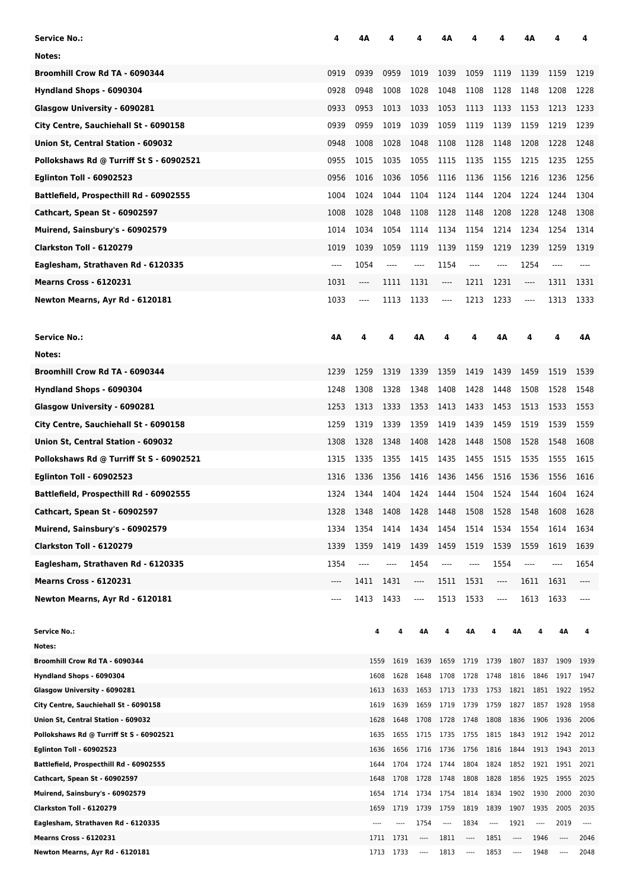| Service No.: | 4 | 4A | 4 | 4 | 4A | 4 | 4 | 4A | 4 | 4 |
|---|---|---|---|---|---|---|---|---|---|---|
| Notes: | | | | | | | | | | |
| Broomhill Crow Rd TA - 6090344 | 0919 | 0939 | 0959 | 1019 | 1039 | 1059 | 1119 | 1139 | 1159 | 1219 |
| Hyndland Shops - 6090304 | 0928 | 0948 | 1008 | 1028 | 1048 | 1108 | 1128 | 1148 | 1208 | 1228 |
| Glasgow University - 6090281 | 0933 | 0953 | 1013 | 1033 | 1053 | 1113 | 1133 | 1153 | 1213 | 1233 |
| City Centre, Sauchiehall St - 6090158 | 0939 | 0959 | 1019 | 1039 | 1059 | 1119 | 1139 | 1159 | 1219 | 1239 |
| Union St, Central Station - 609032 | 0948 | 1008 | 1028 | 1048 | 1108 | 1128 | 1148 | 1208 | 1228 | 1248 |
| Pollokshaws Rd @ Turriff St S - 60902521 | 0955 | 1015 | 1035 | 1055 | 1115 | 1135 | 1155 | 1215 | 1235 | 1255 |
| Eglinton Toll - 60902523 | 0956 | 1016 | 1036 | 1056 | 1116 | 1136 | 1156 | 1216 | 1236 | 1256 |
| Battlefield, Prospecthill Rd - 60902555 | 1004 | 1024 | 1044 | 1104 | 1124 | 1144 | 1204 | 1224 | 1244 | 1304 |
| Cathcart, Spean St - 60902597 | 1008 | 1028 | 1048 | 1108 | 1128 | 1148 | 1208 | 1228 | 1248 | 1308 |
| Muirend, Sainsbury's - 60902579 | 1014 | 1034 | 1054 | 1114 | 1134 | 1154 | 1214 | 1234 | 1254 | 1314 |
| Clarkston Toll - 6120279 | 1019 | 1039 | 1059 | 1119 | 1139 | 1159 | 1219 | 1239 | 1259 | 1319 |
| Eaglesham, Strathaven Rd - 6120335 | ---- | 1054 | ---- | ---- | 1154 | ---- | ---- | 1254 | ---- | ---- |
| Mearns Cross - 6120231 | 1031 | ---- | 1111 | 1131 | ---- | 1211 | 1231 | ---- | 1311 | 1331 |
| Newton Mearns, Ayr Rd - 6120181 | 1033 | ---- | 1113 | 1133 | ---- | 1213 | 1233 | ---- | 1313 | 1333 |

| Service No.: | 4A | 4 | 4 | 4A | 4 | 4 | 4A | 4 | 4 | 4A |
|---|---|---|---|---|---|---|---|---|---|---|
| Notes: | | | | | | | | | | |
| Broomhill Crow Rd TA - 6090344 | 1239 | 1259 | 1319 | 1339 | 1359 | 1419 | 1439 | 1459 | 1519 | 1539 |
| Hyndland Shops - 6090304 | 1248 | 1308 | 1328 | 1348 | 1408 | 1428 | 1448 | 1508 | 1528 | 1548 |
| Glasgow University - 6090281 | 1253 | 1313 | 1333 | 1353 | 1413 | 1433 | 1453 | 1513 | 1533 | 1553 |
| City Centre, Sauchiehall St - 6090158 | 1259 | 1319 | 1339 | 1359 | 1419 | 1439 | 1459 | 1519 | 1539 | 1559 |
| Union St, Central Station - 609032 | 1308 | 1328 | 1348 | 1408 | 1428 | 1448 | 1508 | 1528 | 1548 | 1608 |
| Pollokshaws Rd @ Turriff St S - 60902521 | 1315 | 1335 | 1355 | 1415 | 1435 | 1455 | 1515 | 1535 | 1555 | 1615 |
| Eglinton Toll - 60902523 | 1316 | 1336 | 1356 | 1416 | 1436 | 1456 | 1516 | 1536 | 1556 | 1616 |
| Battlefield, Prospecthill Rd - 60902555 | 1324 | 1344 | 1404 | 1424 | 1444 | 1504 | 1524 | 1544 | 1604 | 1624 |
| Cathcart, Spean St - 60902597 | 1328 | 1348 | 1408 | 1428 | 1448 | 1508 | 1528 | 1548 | 1608 | 1628 |
| Muirend, Sainsbury's - 60902579 | 1334 | 1354 | 1414 | 1434 | 1454 | 1514 | 1534 | 1554 | 1614 | 1634 |
| Clarkston Toll - 6120279 | 1339 | 1359 | 1419 | 1439 | 1459 | 1519 | 1539 | 1559 | 1619 | 1639 |
| Eaglesham, Strathaven Rd - 6120335 | 1354 | ---- | ---- | 1454 | ---- | ---- | 1554 | ---- | ---- | 1654 |
| Mearns Cross - 6120231 | ---- | 1411 | 1431 | ---- | 1511 | 1531 | ---- | 1611 | 1631 | ---- |
| Newton Mearns, Ayr Rd - 6120181 | ---- | 1413 | 1433 | ---- | 1513 | 1533 | ---- | 1613 | 1633 | ---- |

| Service No.: | 4 | 4 | 4A | 4 | 4A | 4 | 4A | 4 | 4A | 4 |
|---|---|---|---|---|---|---|---|---|---|---|
| Notes: | | | | | | | | | | |
| Broomhill Crow Rd TA - 6090344 | 1559 | 1619 | 1639 | 1659 | 1719 | 1739 | 1807 | 1837 | 1909 | 1939 |
| Hyndland Shops - 6090304 | 1608 | 1628 | 1648 | 1708 | 1728 | 1748 | 1816 | 1846 | 1917 | 1947 |
| Glasgow University - 6090281 | 1613 | 1633 | 1653 | 1713 | 1733 | 1753 | 1821 | 1851 | 1922 | 1952 |
| City Centre, Sauchiehall St - 6090158 | 1619 | 1639 | 1659 | 1719 | 1739 | 1759 | 1827 | 1857 | 1928 | 1958 |
| Union St, Central Station - 609032 | 1628 | 1648 | 1708 | 1728 | 1748 | 1808 | 1836 | 1906 | 1936 | 2006 |
| Pollokshaws Rd @ Turriff St S - 60902521 | 1635 | 1655 | 1715 | 1735 | 1755 | 1815 | 1843 | 1912 | 1942 | 2012 |
| Eglinton Toll - 60902523 | 1636 | 1656 | 1716 | 1736 | 1756 | 1816 | 1844 | 1913 | 1943 | 2013 |
| Battlefield, Prospecthill Rd - 60902555 | 1644 | 1704 | 1724 | 1744 | 1804 | 1824 | 1852 | 1921 | 1951 | 2021 |
| Cathcart, Spean St - 60902597 | 1648 | 1708 | 1728 | 1748 | 1808 | 1828 | 1856 | 1925 | 1955 | 2025 |
| Muirend, Sainsbury's - 60902579 | 1654 | 1714 | 1734 | 1754 | 1814 | 1834 | 1902 | 1930 | 2000 | 2030 |
| Clarkston Toll - 6120279 | 1659 | 1719 | 1739 | 1759 | 1819 | 1839 | 1907 | 1935 | 2005 | 2035 |
| Eaglesham, Strathaven Rd - 6120335 | ---- | ---- | 1754 | ---- | 1834 | ---- | 1921 | ---- | 2019 | ---- |
| Mearns Cross - 6120231 | 1711 | 1731 | ---- | 1811 | ---- | 1851 | ---- | 1946 | ---- | 2046 |
| Newton Mearns, Ayr Rd - 6120181 | 1713 | 1733 | ---- | 1813 | ---- | 1853 | ---- | 1948 | ---- | 2048 |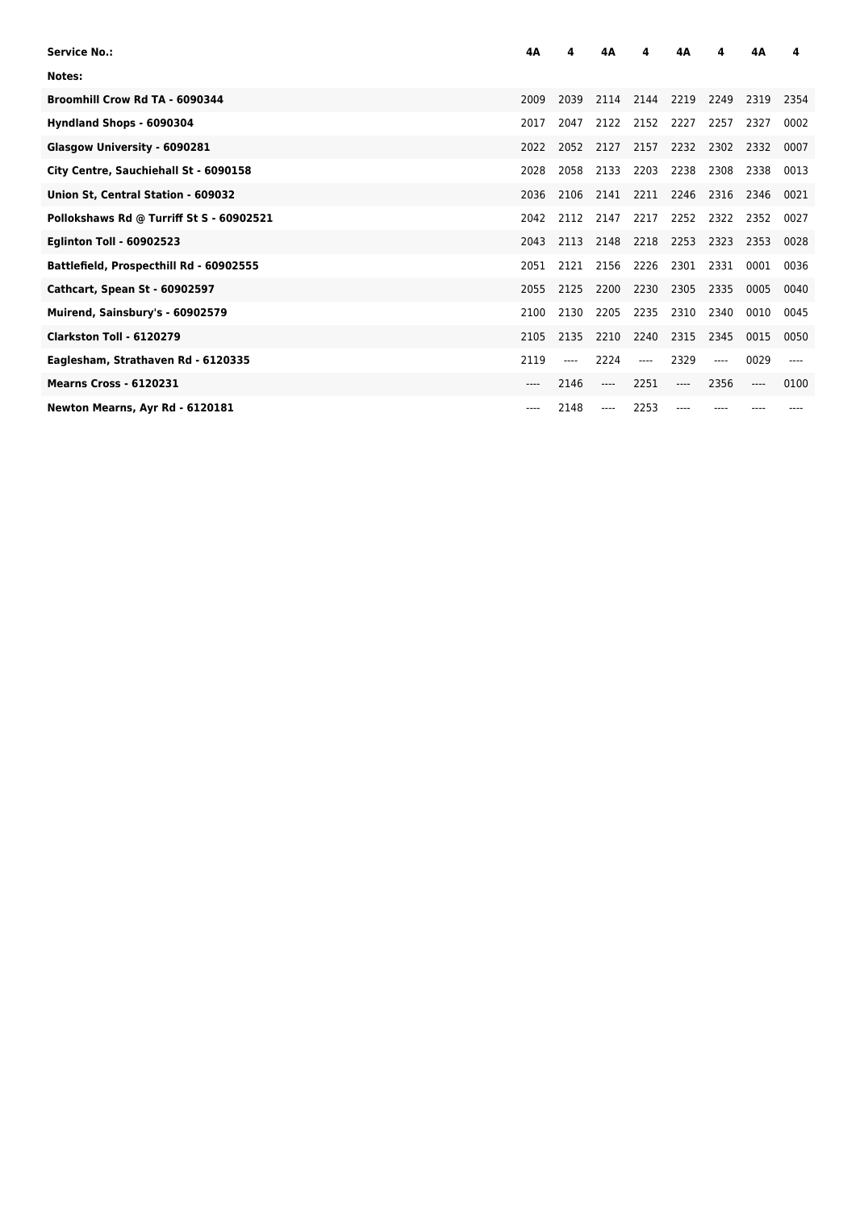| Service No.: | 4A | 4 | 4A | 4 | 4A | 4 | 4A | 4 |
|---|---|---|---|---|---|---|---|---|
| Notes: | | | | | | | | |
| Broomhill Crow Rd TA - 6090344 | 2009 | 2039 | 2114 | 2144 | 2219 | 2249 | 2319 | 2354 |
| Hyndland Shops - 6090304 | 2017 | 2047 | 2122 | 2152 | 2227 | 2257 | 2327 | 0002 |
| Glasgow University - 6090281 | 2022 | 2052 | 2127 | 2157 | 2232 | 2302 | 2332 | 0007 |
| City Centre, Sauchiehall St - 6090158 | 2028 | 2058 | 2133 | 2203 | 2238 | 2308 | 2338 | 0013 |
| Union St, Central Station - 609032 | 2036 | 2106 | 2141 | 2211 | 2246 | 2316 | 2346 | 0021 |
| Pollokshaws Rd @ Turriff St S - 60902521 | 2042 | 2112 | 2147 | 2217 | 2252 | 2322 | 2352 | 0027 |
| Eglinton Toll - 60902523 | 2043 | 2113 | 2148 | 2218 | 2253 | 2323 | 2353 | 0028 |
| Battlefield, Prospecthill Rd - 60902555 | 2051 | 2121 | 2156 | 2226 | 2301 | 2331 | 0001 | 0036 |
| Cathcart, Spean St - 60902597 | 2055 | 2125 | 2200 | 2230 | 2305 | 2335 | 0005 | 0040 |
| Muirend, Sainsbury's - 60902579 | 2100 | 2130 | 2205 | 2235 | 2310 | 2340 | 0010 | 0045 |
| Clarkston Toll - 6120279 | 2105 | 2135 | 2210 | 2240 | 2315 | 2345 | 0015 | 0050 |
| Eaglesham, Strathaven Rd - 6120335 | 2119 | ---- | 2224 | ---- | 2329 | ---- | 0029 | ---- |
| Mearns Cross - 6120231 | ---- | 2146 | ---- | 2251 | ---- | 2356 | ---- | 0100 |
| Newton Mearns, Ayr Rd - 6120181 | ---- | 2148 | ---- | 2253 | ---- | ---- | ---- | ---- |